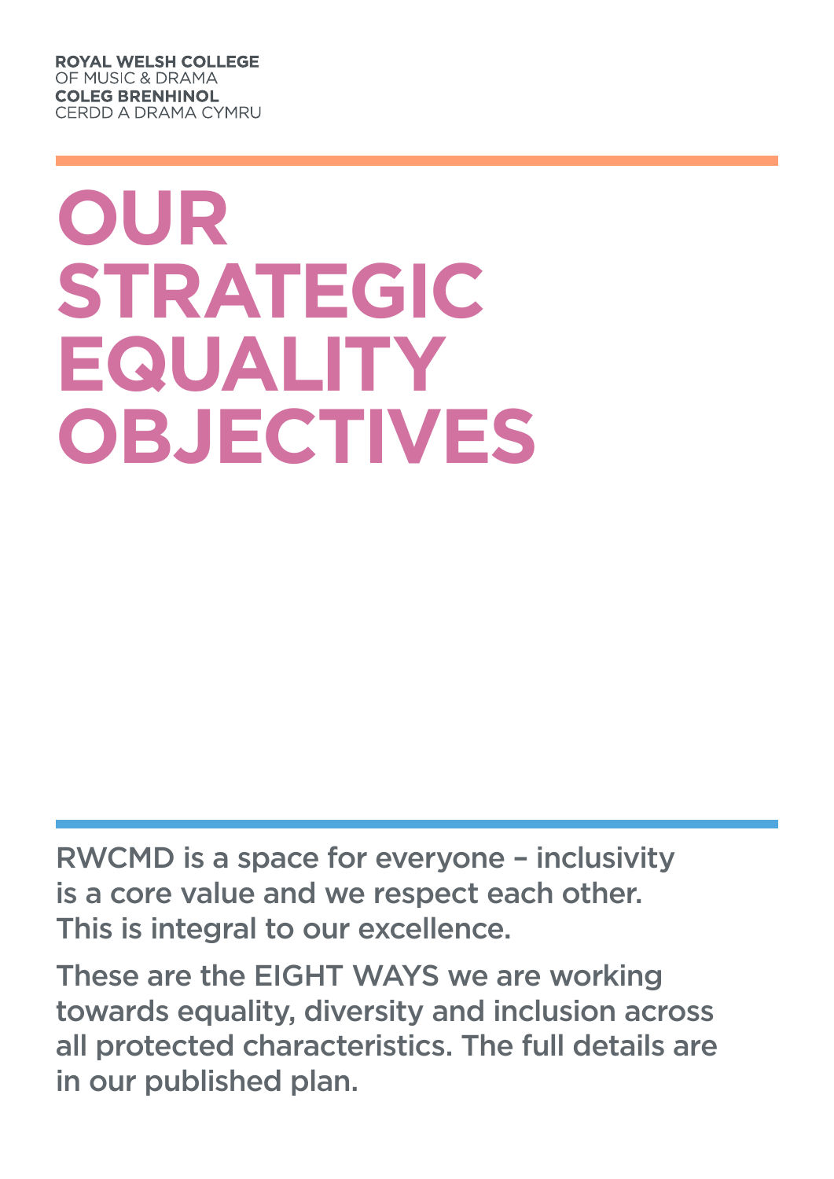**ROYAL WELSH COLLEGE**
OF MUSIC & DRAMA
**COLEG BRENHINOL**
CERDD A DRAMA CYMRU

# OUR STRATEGIC EQUALITY OBJECTIVES

RWCMD is a space for everyone – inclusivity is a core value and we respect each other. This is integral to our excellence.

These are the EIGHT WAYS we are working towards equality, diversity and inclusion across all protected characteristics. The full details are in our published plan.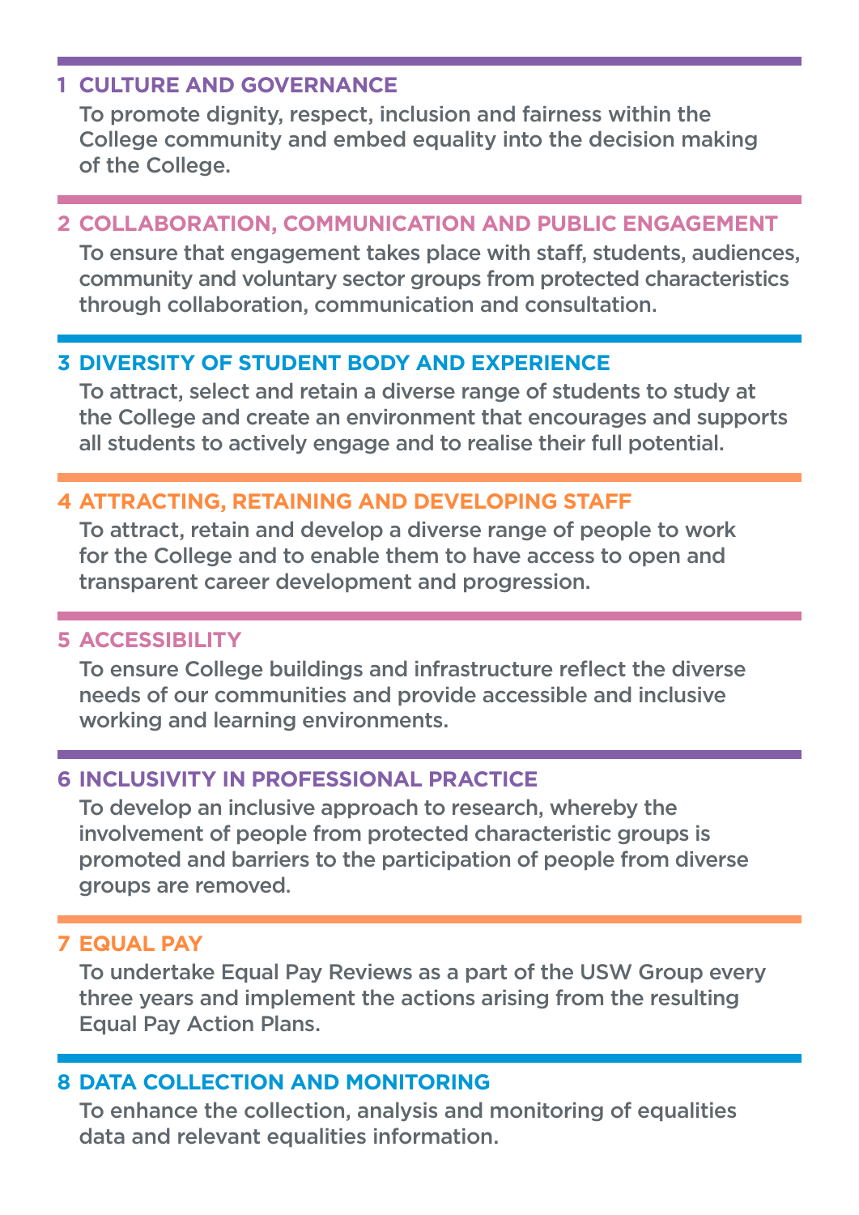## 1 CULTURE AND GOVERNANCE

To promote dignity, respect, inclusion and fairness within the College community and embed equality into the decision making of the College.

## 2 COLLABORATION, COMMUNICATION AND PUBLIC ENGAGEMENT

To ensure that engagement takes place with staff, students, audiences, community and voluntary sector groups from protected characteristics through collaboration, communication and consultation.

## 3 DIVERSITY OF STUDENT BODY AND EXPERIENCE

To attract, select and retain a diverse range of students to study at the College and create an environment that encourages and supports all students to actively engage and to realise their full potential.

## 4 ATTRACTING, RETAINING AND DEVELOPING STAFF

To attract, retain and develop a diverse range of people to work for the College and to enable them to have access to open and transparent career development and progression.

## 5 ACCESSIBILITY

To ensure College buildings and infrastructure reflect the diverse needs of our communities and provide accessible and inclusive working and learning environments.

## 6 INCLUSIVITY IN PROFESSIONAL PRACTICE

To develop an inclusive approach to research, whereby the involvement of people from protected characteristic groups is promoted and barriers to the participation of people from diverse groups are removed.

## 7 EQUAL PAY

To undertake Equal Pay Reviews as a part of the USW Group every three years and implement the actions arising from the resulting Equal Pay Action Plans.

## 8 DATA COLLECTION AND MONITORING

To enhance the collection, analysis and monitoring of equalities data and relevant equalities information.